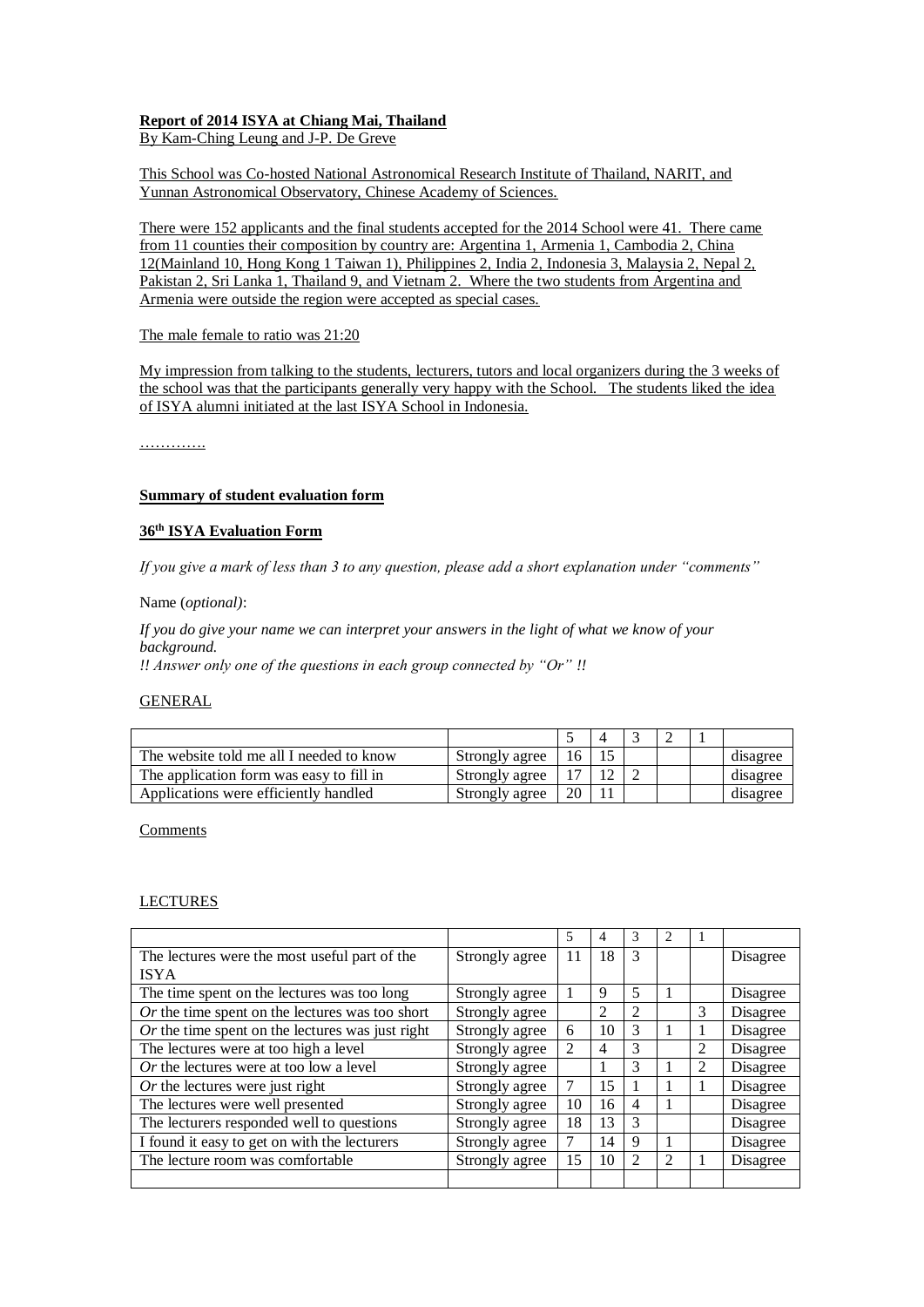**Report of 2014 ISYA at Chiang Mai, Thailand**
By Kam-Ching Leung and J-P. De Greve

This School was Co-hosted National Astronomical Research Institute of Thailand, NARIT, and Yunnan Astronomical Observatory, Chinese Academy of Sciences.

There were 152 applicants and the final students accepted for the 2014 School were 41. There came from 11 counties their composition by country are: Argentina 1, Armenia 1, Cambodia 2, China 12(Mainland 10, Hong Kong 1 Taiwan 1), Philippines 2, India 2, Indonesia 3, Malaysia 2, Nepal 2, Pakistan 2, Sri Lanka 1, Thailand 9, and Vietnam 2. Where the two students from Argentina and Armenia were outside the region were accepted as special cases.

The male female to ratio was 21:20

My impression from talking to the students, lecturers, tutors and local organizers during the 3 weeks of the school was that the participants generally very happy with the School. The students liked the idea of ISYA alumni initiated at the last ISYA School in Indonesia.

………….

**Summary of student evaluation form**

**36th ISYA Evaluation Form**

*If you give a mark of less than 3 to any question, please add a short explanation under "comments"*

Name (*optional)*:

*If you do give your name we can interpret your answers in the light of what we know of your background.*
*!! Answer only one of the questions in each group connected by "Or" !!*

GENERAL

| | | 5 | 4 | 3 | 2 | 1 | |
|---|---|---|---|---|---|---|---|
| The website told me all I needed to know | Strongly agree | 16 | 15 | | | | disagree |
| The application form was easy to fill in | Strongly agree | 17 | 12 | 2 | | | disagree |
| Applications were efficiently handled | Strongly agree | 20 | 11 | | | | disagree |

Comments

LECTURES

| | | 5 | 4 | 3 | 2 | 1 | |
|---|---|---|---|---|---|---|---|
| The lectures were the most useful part of the ISYA | Strongly agree | 11 | 18 | 3 | | | Disagree |
| The time spent on the lectures was too long | Strongly agree | 1 | 9 | 5 | 1 | | Disagree |
| *Or* the time spent on the lectures was too short | Strongly agree | | 2 | 2 | | 3 | Disagree |
| *Or* the time spent on the lectures was just right | Strongly agree | 6 | 10 | 3 | 1 | 1 | Disagree |
| The lectures were at too high a level | Strongly agree | 2 | 4 | 3 | | 2 | Disagree |
| *Or* the lectures were at too low a level | Strongly agree | | 1 | 3 | 1 | 2 | Disagree |
| *Or* the lectures were just right | Strongly agree | 7 | 15 | 1 | 1 | 1 | Disagree |
| The lectures were well presented | Strongly agree | 10 | 16 | 4 | 1 | | Disagree |
| The lecturers responded well to questions | Strongly agree | 18 | 13 | 3 | | | Disagree |
| I found it easy to get on with the lecturers | Strongly agree | 7 | 14 | 9 | 1 | | Disagree |
| The lecture room was comfortable | Strongly agree | 15 | 10 | 2 | 2 | 1 | Disagree |
| | | | | | | | |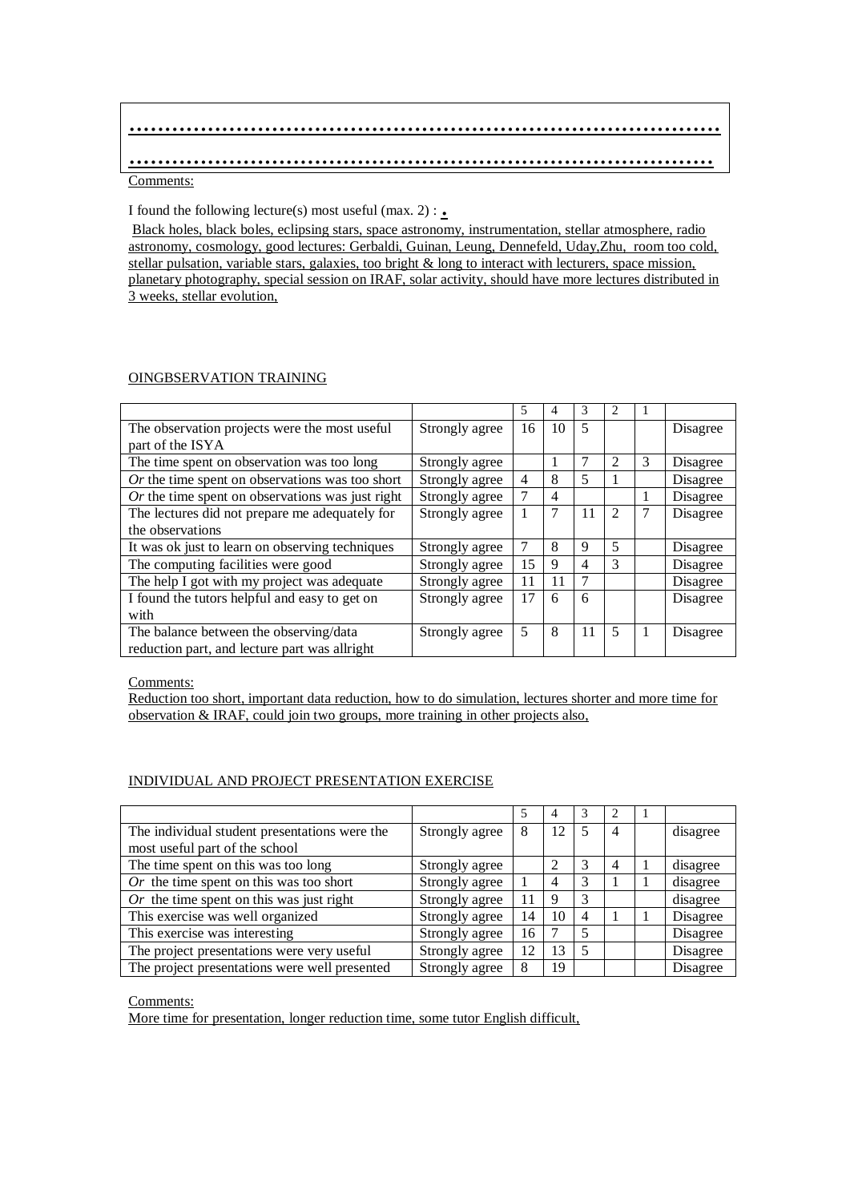………………………………………………………………………………

………………………………………………………………………………

Comments:

I found the following lecture(s) most useful (max. 2) : •

Black holes, black boles, eclipsing stars, space astronomy, instrumentation, stellar atmosphere, radio astronomy, cosmology, good lectures: Gerbaldi, Guinan, Leung, Dennefeld, Uday,Zhu, room too cold, stellar pulsation, variable stars, galaxies, too bright & long to interact with lecturers, space mission, planetary photography, special session on IRAF, solar activity, should have more lectures distributed in 3 weeks, stellar evolution,

OINGBSERVATION TRAINING

| | | 5 | 4 | 3 | 2 | 1 | |
|---|---|---|---|---|---|---|---|
| The observation projects were the most useful part of the ISYA | Strongly agree | 16 | 10 | 5 | | | Disagree |
| The time spent on observation was too long | Strongly agree | | 1 | 7 | 2 | 3 | Disagree |
| *Or* the time spent on observations was too short | Strongly agree | 4 | 8 | 5 | 1 | | Disagree |
| *Or* the time spent on observations was just right | Strongly agree | 7 | 4 | | | 1 | Disagree |
| The lectures did not prepare me adequately for the observations | Strongly agree | 1 | 7 | 11 | 2 | 7 | Disagree |
| It was ok just to learn on observing techniques | Strongly agree | 7 | 8 | 9 | 5 | | Disagree |
| The computing facilities were good | Strongly agree | 15 | 9 | 4 | 3 | | Disagree |
| The help I got with my project was adequate | Strongly agree | 11 | 11 | 7 | | | Disagree |
| I found the tutors helpful and easy to get on with | Strongly agree | 17 | 6 | 6 | | | Disagree |
| The balance between the observing/data reduction part, and lecture part was allright | Strongly agree | 5 | 8 | 11 | 5 | 1 | Disagree |

Comments:

Reduction too short, important data reduction, how to do simulation, lectures shorter and more time for observation & IRAF, could join two groups, more training in other projects also,

INDIVIDUAL AND PROJECT PRESENTATION EXERCISE

| | | 5 | 4 | 3 | 2 | 1 | |
|---|---|---|---|---|---|---|---|
| The individual student presentations were the most useful part of the school | Strongly agree | 8 | 12 | 5 | 4 | | disagree |
| The time spent on this was too long | Strongly agree | | 2 | 3 | 4 | 1 | disagree |
| *Or* the time spent on this was too short | Strongly agree | 1 | 4 | 3 | 1 | 1 | disagree |
| *Or* the time spent on this was just right | Strongly agree | 11 | 9 | 3 | | | disagree |
| This exercise was well organized | Strongly agree | 14 | 10 | 4 | 1 | 1 | Disagree |
| This exercise was interesting | Strongly agree | 16 | 7 | 5 | | | Disagree |
| The project presentations were very useful | Strongly agree | 12 | 13 | 5 | | | Disagree |
| The project presentations were well presented | Strongly agree | 8 | 19 | | | | Disagree |

Comments:

More time for presentation, longer reduction time, some tutor English difficult,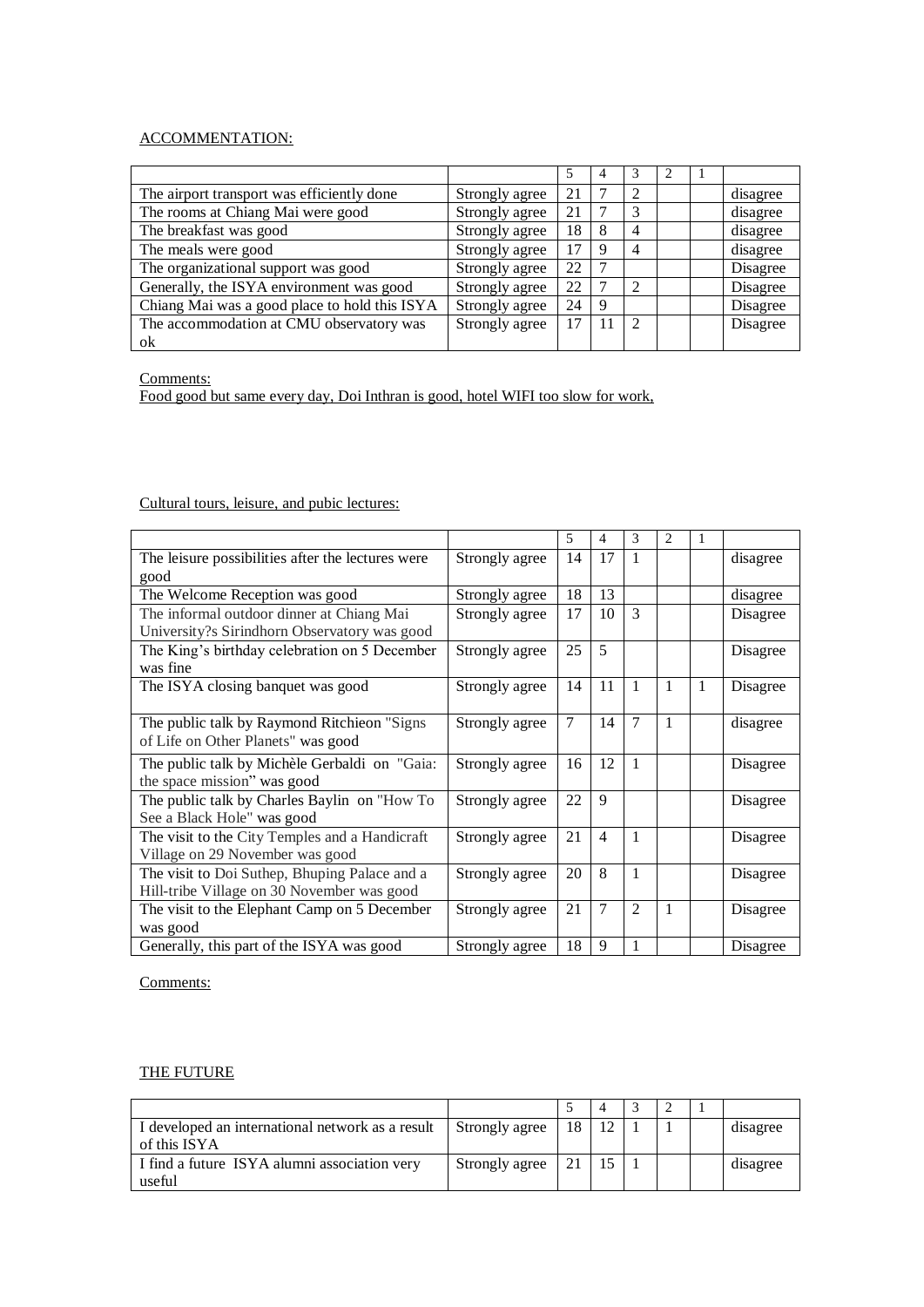ACCOMMENTATION:

| | | 5 | 4 | 3 | 2 | 1 | |
|---|---|---|---|---|---|---|---|
| The airport transport was efficiently done | Strongly agree | 21 | 7 | 2 | | | disagree |
| The rooms at Chiang Mai were good | Strongly agree | 21 | 7 | 3 | | | disagree |
| The breakfast was good | Strongly agree | 18 | 8 | 4 | | | disagree |
| The meals were good | Strongly agree | 17 | 9 | 4 | | | disagree |
| The organizational support was good | Strongly agree | 22 | 7 | | | | Disagree |
| Generally, the ISYA environment was good | Strongly agree | 22 | 7 | 2 | | | Disagree |
| Chiang Mai was a good place to hold this ISYA | Strongly agree | 24 | 9 | | | | Disagree |
| The accommodation at CMU observatory was ok | Strongly agree | 17 | 11 | 2 | | | Disagree |

Comments:
Food good but same every day, Doi Inthran is good, hotel WIFI too slow for work,

Cultural tours, leisure, and pubic lectures:

| | | 5 | 4 | 3 | 2 | 1 | |
|---|---|---|---|---|---|---|---|
| The leisure possibilities after the lectures were good | Strongly agree | 14 | 17 | 1 | | | disagree |
| The Welcome Reception was good | Strongly agree | 18 | 13 | | | | disagree |
| The informal outdoor dinner at Chiang Mai University?s Sirindhorn Observatory was good | Strongly agree | 17 | 10 | 3 | | | Disagree |
| The King's birthday celebration on 5 December was fine | Strongly agree | 25 | 5 | | | | Disagree |
| The ISYA closing banquet was good | Strongly agree | 14 | 11 | 1 | 1 | 1 | Disagree |
| The public talk by Raymond Ritchieon "Signs of Life on Other Planets" was good | Strongly agree | 7 | 14 | 7 | 1 | | disagree |
| The public talk by Michèle Gerbaldi on "Gaia: the space mission" was good | Strongly agree | 16 | 12 | 1 | | | Disagree |
| The public talk by Charles Baylin on "How To See a Black Hole" was good | Strongly agree | 22 | 9 | | | | Disagree |
| The visit to the City Temples and a Handicraft Village on 29 November was good | Strongly agree | 21 | 4 | 1 | | | Disagree |
| The visit to Doi Suthep, Bhuping Palace and a Hill-tribe Village on 30 November was good | Strongly agree | 20 | 8 | 1 | | | Disagree |
| The visit to the Elephant Camp on 5 December was good | Strongly agree | 21 | 7 | 2 | 1 | | Disagree |
| Generally, this part of the ISYA was good | Strongly agree | 18 | 9 | 1 | | | Disagree |

Comments:

THE FUTURE

| | | 5 | 4 | 3 | 2 | 1 | |
|---|---|---|---|---|---|---|---|
| I developed an international network as a result of this ISYA | Strongly agree | 18 | 12 | 1 | 1 | | disagree |
| I find a future ISYA alumni association very useful | Strongly agree | 21 | 15 | 1 | | | disagree |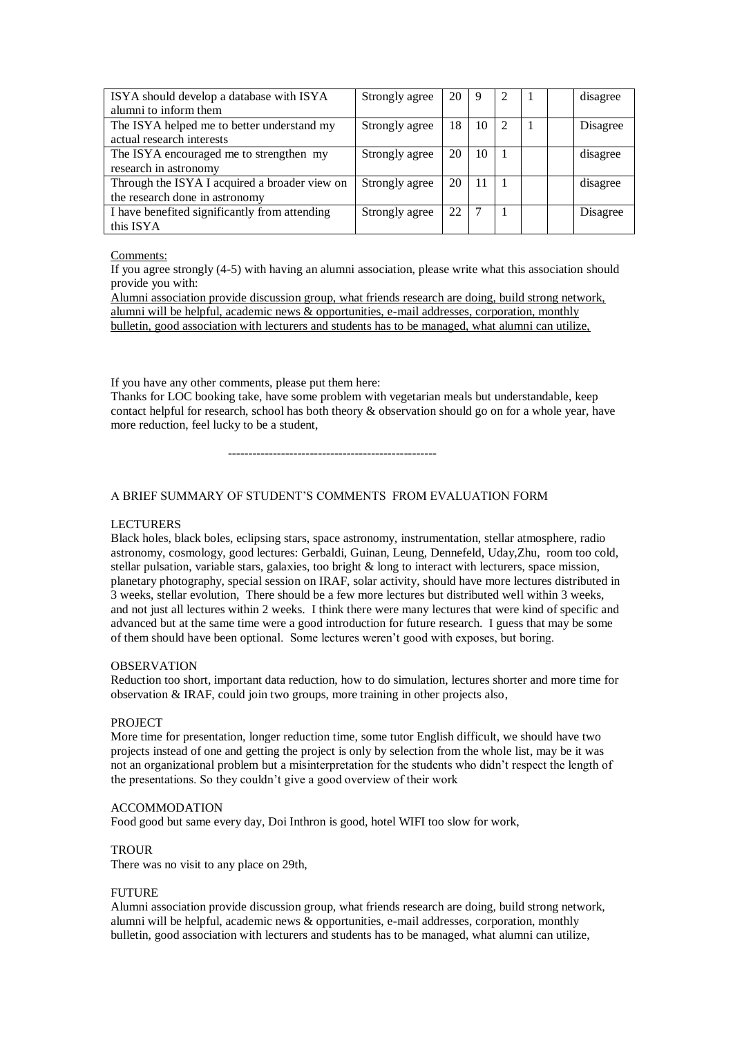| | | | | | | | |
|---|---|---|---|---|---|---|---|
| ISYA should develop a database with ISYA alumni to inform them | Strongly agree | 20 | 9 | 2 | 1 | | disagree |
| The ISYA helped me to better understand my actual research interests | Strongly agree | 18 | 10 | 2 | 1 | | Disagree |
| The ISYA encouraged me to strengthen my research in astronomy | Strongly agree | 20 | 10 | 1 | | | disagree |
| Through the ISYA I acquired a broader view on the research done in astronomy | Strongly agree | 20 | 11 | 1 | | | disagree |
| I have benefited significantly from attending this ISYA | Strongly agree | 22 | 7 | 1 | | | Disagree |

Comments:

If you agree strongly (4-5) with having an alumni association, please write what this association should provide you with:

Alumni association provide discussion group, what friends research are doing, build strong network, alumni will be helpful, academic news & opportunities, e-mail addresses, corporation, monthly bulletin, good association with lecturers and students has to be managed, what alumni can utilize,

If you have any other comments, please put them here:

Thanks for LOC booking take, have some problem with vegetarian meals but understandable, keep contact helpful for research, school has both theory & observation should go on for a whole year, have more reduction, feel lucky to be a student,

---------------------------------------------------

A BRIEF SUMMARY OF STUDENT'S COMMENTS FROM EVALUATION FORM

LECTURERS

Black holes, black boles, eclipsing stars, space astronomy, instrumentation, stellar atmosphere, radio astronomy, cosmology, good lectures: Gerbaldi, Guinan, Leung, Dennefeld, Uday,Zhu, room too cold, stellar pulsation, variable stars, galaxies, too bright & long to interact with lecturers, space mission, planetary photography, special session on IRAF, solar activity, should have more lectures distributed in 3 weeks, stellar evolution, There should be a few more lectures but distributed well within 3 weeks, and not just all lectures within 2 weeks. I think there were many lectures that were kind of specific and advanced but at the same time were a good introduction for future research. I guess that may be some of them should have been optional. Some lectures weren't good with exposes, but boring.

OBSERVATION

Reduction too short, important data reduction, how to do simulation, lectures shorter and more time for observation & IRAF, could join two groups, more training in other projects also,

PROJECT

More time for presentation, longer reduction time, some tutor English difficult, we should have two projects instead of one and getting the project is only by selection from the whole list, may be it was not an organizational problem but a misinterpretation for the students who didn't respect the length of the presentations. So they couldn't give a good overview of their work

ACCOMMODATION

Food good but same every day, Doi Inthron is good, hotel WIFI too slow for work,

TROUR

There was no visit to any place on 29th,

FUTURE

Alumni association provide discussion group, what friends research are doing, build strong network, alumni will be helpful, academic news & opportunities, e-mail addresses, corporation, monthly bulletin, good association with lecturers and students has to be managed, what alumni can utilize,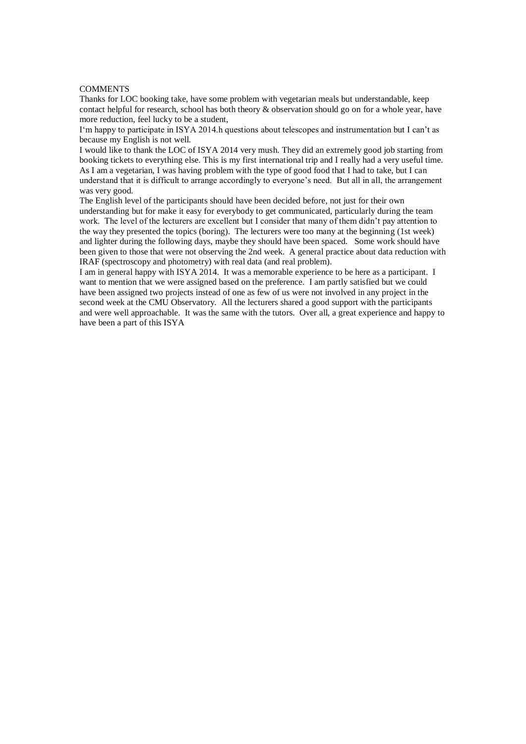COMMENTS

Thanks for LOC booking take, have some problem with vegetarian meals but understandable, keep contact helpful for research, school has both theory & observation should go on for a whole year, have more reduction, feel lucky to be a student,

I'm happy to participate in ISYA 2014.h questions about telescopes and instrumentation but I can't as because my English is not well.

I would like to thank the LOC of ISYA 2014 very mush. They did an extremely good job starting from booking tickets to everything else. This is my first international trip and I really had a very useful time. As I am a vegetarian, I was having problem with the type of good food that I had to take, but I can understand that it is difficult to arrange accordingly to everyone's need. But all in all, the arrangement was very good.

The English level of the participants should have been decided before, not just for their own understanding but for make it easy for everybody to get communicated, particularly during the team work. The level of the lecturers are excellent but I consider that many of them didn't pay attention to the way they presented the topics (boring). The lecturers were too many at the beginning (1st week) and lighter during the following days, maybe they should have been spaced. Some work should have been given to those that were not observing the 2nd week. A general practice about data reduction with IRAF (spectroscopy and photometry) with real data (and real problem).

I am in general happy with ISYA 2014. It was a memorable experience to be here as a participant. I want to mention that we were assigned based on the preference. I am partly satisfied but we could have been assigned two projects instead of one as few of us were not involved in any project in the second week at the CMU Observatory. All the lecturers shared a good support with the participants and were well approachable. It was the same with the tutors. Over all, a great experience and happy to have been a part of this ISYA